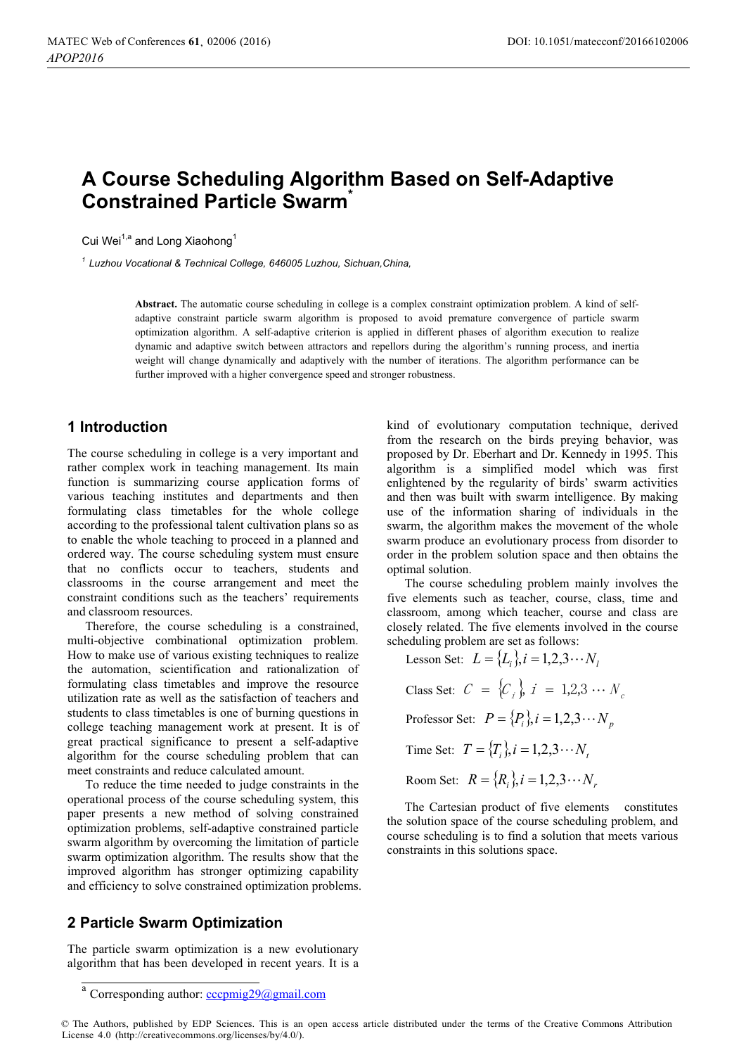# A Course Scheduling Algorithm Based on Self-Adaptive Constrained Particle Swarm*

Cui Wei[1,a] and Long Xiaohong[1]

[1] *Luzhou Vocational & Technical College, 646005 Luzhou, Sichuan,China,*

**Abstract.** The automatic course scheduling in college is a complex constraint optimization problem. A kind of self-adaptive constraint particle swarm algorithm is proposed to avoid premature convergence of particle swarm optimization algorithm. A self-adaptive criterion is applied in different phases of algorithm execution to realize dynamic and adaptive switch between attractors and repellors during the algorithm's running process, and inertia weight will change dynamically and adaptively with the number of iterations. The algorithm performance can be further improved with a higher convergence speed and stronger robustness.

## 1 Introduction

The course scheduling in college is a very important and rather complex work in teaching management. Its main function is summarizing course application forms of various teaching institutes and departments and then formulating class timetables for the whole college according to the professional talent cultivation plans so as to enable the whole teaching to proceed in a planned and ordered way. The course scheduling system must ensure that no conflicts occur to teachers, students and classrooms in the course arrangement and meet the constraint conditions such as the teachers' requirements and classroom resources.

Therefore, the course scheduling is a constrained, multi-objective combinational optimization problem. How to make use of various existing techniques to realize the automation, scientification and rationalization of formulating class timetables and improve the resource utilization rate as well as the satisfaction of teachers and students to class timetables is one of burning questions in college teaching management work at present. It is of great practical significance to present a self-adaptive algorithm for the course scheduling problem that can meet constraints and reduce calculated amount.

To reduce the time needed to judge constraints in the operational process of the course scheduling system, this paper presents a new method of solving constrained optimization problems, self-adaptive constrained particle swarm algorithm by overcoming the limitation of particle swarm optimization algorithm. The results show that the improved algorithm has stronger optimizing capability and efficiency to solve constrained optimization problems.

## 2 Particle Swarm Optimization

The particle swarm optimization is a new evolutionary algorithm that has been developed in recent years. It is a kind of evolutionary computation technique, derived from the research on the birds preying behavior, was proposed by Dr. Eberhart and Dr. Kennedy in 1995. This algorithm is a simplified model which was first enlightened by the regularity of birds' swarm activities and then was built with swarm intelligence. By making use of the information sharing of individuals in the swarm, the algorithm makes the movement of the whole swarm produce an evolutionary process from disorder to order in the problem solution space and then obtains the optimal solution.

The course scheduling problem mainly involves the five elements such as teacher, course, class, time and classroom, among which teacher, course and class are closely related. The five elements involved in the course scheduling problem are set as follows:

Lesson Set: $L = \{L_i\}, i = 1,2,3 \cdots N_l$

Class Set: $C = \{C_i\}, i = 1,2,3 \cdots N_c$

Professor Set: $P = \{P_i\}, i = 1,2,3 \cdots N_p$

Time Set: $T = \{T_i\}, i = 1,2,3 \cdots N_t$

Room Set: $R = \{R_i\}, i = 1,2,3 \cdots N_r$

The Cartesian product of five elements constitutes the solution space of the course scheduling problem, and course scheduling is to find a solution that meets various constraints in this solutions space.

---

[a] Corresponding author: cccpmig29@gmail.com

© The Authors, published by EDP Sciences. This is an open access article distributed under the terms of the Creative Commons Attribution License 4.0 (http://creativecommons.org/licenses/by/4.0/).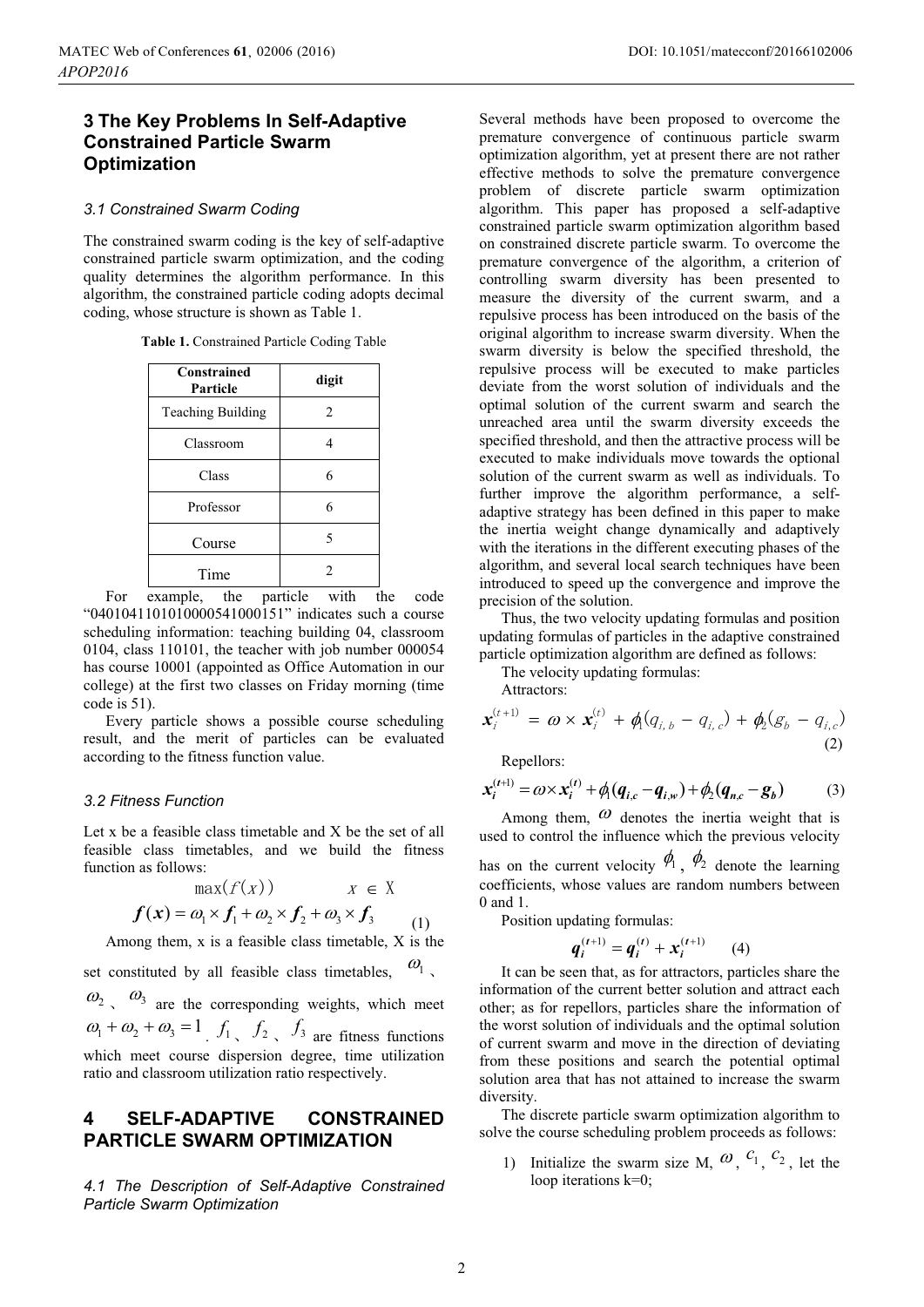## 3 The Key Problems In Self-Adaptive Constrained Particle Swarm Optimization

### *3.1 Constrained Swarm Coding*

The constrained swarm coding is the key of self-adaptive constrained particle swarm optimization, and the coding quality determines the algorithm performance. In this algorithm, the constrained particle coding adopts decimal coding, whose structure is shown as Table 1.

**Table 1.** Constrained Particle Coding Table

| Constrained Particle | digit |
|---|---|
| Teaching Building | 2 |
| Classroom | 4 |
| Class | 6 |
| Professor | 6 |
| Course | 5 |
| Time | 2 |

For example, the particle with the code "040104110101000054100015 1" indicates such a course scheduling information: teaching building 04, classroom 0104, class 110101, the teacher with job number 000054 has course 10001 (appointed as Office Automation in our college) at the first two classes on Friday morning (time code is 51).

Every particle shows a possible course scheduling result, and the merit of particles can be evaluated according to the fitness function value.

### *3.2 Fitness Function*

Let x be a feasible class timetable and X be the set of all feasible class timetables, and we build the fitness function as follows:

$$\max(f(x)) \qquad x \in X$$

$$\boldsymbol{f}(\boldsymbol{x}) = \omega_1 \times \boldsymbol{f}_1 + \omega_2 \times \boldsymbol{f}_2 + \omega_3 \times \boldsymbol{f}_3 \tag{1}$$

Among them, x is a feasible class timetable, X is the set constituted by all feasible class timetables, $\omega_1$、$\omega_2$、$\omega_3$ are the corresponding weights, which meet $\omega_1 + \omega_2 + \omega_3 = 1$. $f_1$、$f_2$、$f_3$ are fitness functions which meet course dispersion degree, time utilization ratio and classroom utilization ratio respectively.

## 4 SELF-ADAPTIVE CONSTRAINED PARTICLE SWARM OPTIMIZATION

### *4.1 The Description of Self-Adaptive Constrained Particle Swarm Optimization*

Several methods have been proposed to overcome the premature convergence of continuous particle swarm optimization algorithm, yet at present there are not rather effective methods to solve the premature convergence problem of discrete particle swarm optimization algorithm. This paper has proposed a self-adaptive constrained particle swarm optimization algorithm based on constrained discrete particle swarm. To overcome the premature convergence of the algorithm, a criterion of controlling swarm diversity has been presented to measure the diversity of the current swarm, and a repulsive process has been introduced on the basis of the original algorithm to increase swarm diversity. When the swarm diversity is below the specified threshold, the repulsive process will be executed to make particles deviate from the worst solution of individuals and the optimal solution of the current swarm and search the unreached area until the swarm diversity exceeds the specified threshold, and then the attractive process will be executed to make individuals move towards the optional solution of the current swarm as well as individuals. To further improve the algorithm performance, a self-adaptive strategy has been defined in this paper to make the inertia weight change dynamically and adaptively with the iterations in the different executing phases of the algorithm, and several local search techniques have been introduced to speed up the convergence and improve the precision of the solution.

Thus, the two velocity updating formulas and position updating formulas of particles in the adaptive constrained particle optimization algorithm are defined as follows:

The velocity updating formulas:

Attractors:

$$\boldsymbol{x}_i^{(t+1)} = \omega \times \boldsymbol{x}_i^{(t)} + \phi_1(q_{i,b} - q_{i,c}) + \phi_2(g_b - q_{i,c}) \tag{2}$$

Repellors:

$$\boldsymbol{x}_i^{(t+1)} = \omega \times \boldsymbol{x}_i^{(t)} + \phi_1(\boldsymbol{q}_{i,c} - \boldsymbol{q}_{i,w}) + \phi_2(\boldsymbol{q}_{n,c} - \boldsymbol{g}_b) \tag{3}$$

Among them, $\omega$ denotes the inertia weight that is used to control the influence which the previous velocity has on the current velocity $\phi_1$, $\phi_2$ denote the learning coefficients, whose values are random numbers between 0 and 1.

Position updating formulas:

$$\boldsymbol{q}_i^{(t+1)} = \boldsymbol{q}_i^{(t)} + \boldsymbol{x}_i^{(t+1)} \tag{4}$$

It can be seen that, as for attractors, particles share the information of the current better solution and attract each other; as for repellors, particles share the information of the worst solution of individuals and the optimal solution of current swarm and move in the direction of deviating from these positions and search the potential optimal solution area that has not attained to increase the swarm diversity.

The discrete particle swarm optimization algorithm to solve the course scheduling problem proceeds as follows:

1) Initialize the swarm size M, $\omega$, $c_1$, $c_2$, let the loop iterations k=0;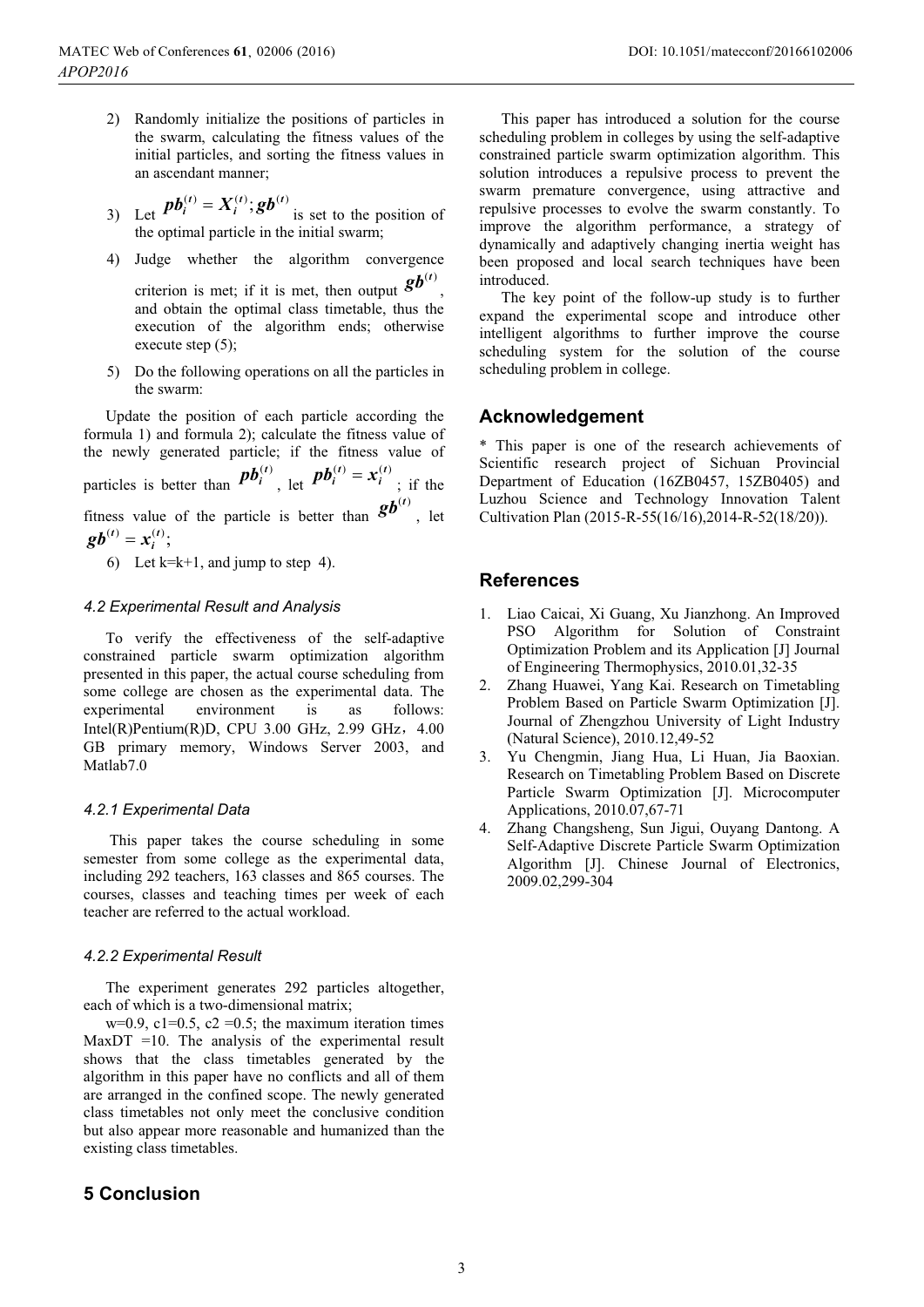2) Randomly initialize the positions of particles in the swarm, calculating the fitness values of the initial particles, and sorting the fitness values in an ascendant manner;

3) Let $pb_i^{(t)} = X_i^{(t)}; gb^{(t)}$ is set to the position of the optimal particle in the initial swarm;

4) Judge whether the algorithm convergence criterion is met; if it is met, then output $gb^{(t)}$, and obtain the optimal class timetable, thus the execution of the algorithm ends; otherwise execute step (5);

5) Do the following operations on all the particles in the swarm:

Update the position of each particle according the formula 1) and formula 2); calculate the fitness value of the newly generated particle; if the fitness value of particles is better than $pb_i^{(t)}$, let $pb_i^{(t)} = x_i^{(t)}$; if the fitness value of the particle is better than $gb^{(t)}$, let $gb^{(t)} = x_i^{(t)}$;

6) Let k=k+1, and jump to step 4).

### *4.2 Experimental Result and Analysis*

To verify the effectiveness of the self-adaptive constrained particle swarm optimization algorithm presented in this paper, the actual course scheduling from some college are chosen as the experimental data. The experimental environment is as follows: Intel(R)Pentium(R)D, CPU 3.00 GHz, 2.99 GHz，4.00 GB primary memory, Windows Server 2003, and Matlab7.0

#### *4.2.1 Experimental Data*

This paper takes the course scheduling in some semester from some college as the experimental data, including 292 teachers, 163 classes and 865 courses. The courses, classes and teaching times per week of each teacher are referred to the actual workload.

#### *4.2.2 Experimental Result*

The experiment generates 292 particles altogether, each of which is a two-dimensional matrix;

w=0.9, c1=0.5, c2 =0.5; the maximum iteration times MaxDT =10. The analysis of the experimental result shows that the class timetables generated by the algorithm in this paper have no conflicts and all of them are arranged in the confined scope. The newly generated class timetables not only meet the conclusive condition but also appear more reasonable and humanized than the existing class timetables.

## 5 Conclusion

This paper has introduced a solution for the course scheduling problem in colleges by using the self-adaptive constrained particle swarm optimization algorithm. This solution introduces a repulsive process to prevent the swarm premature convergence, using attractive and repulsive processes to evolve the swarm constantly. To improve the algorithm performance, a strategy of dynamically and adaptively changing inertia weight has been proposed and local search techniques have been introduced.

The key point of the follow-up study is to further expand the experimental scope and introduce other intelligent algorithms to further improve the course scheduling system for the solution of the course scheduling problem in college.

## Acknowledgement

* This paper is one of the research achievements of Scientific research project of Sichuan Provincial Department of Education (16ZB0457, 15ZB0405) and Luzhou Science and Technology Innovation Talent Cultivation Plan (2015-R-55(16/16),2014-R-52(18/20)).

## References

1. Liao Caicai, Xi Guang, Xu Jianzhong. An Improved PSO Algorithm for Solution of Constraint Optimization Problem and its Application [J] Journal of Engineering Thermophysics, 2010.01,32-35
2. Zhang Huawei, Yang Kai. Research on Timetabling Problem Based on Particle Swarm Optimization [J]. Journal of Zhengzhou University of Light Industry (Natural Science), 2010.12,49-52
3. Yu Chengmin, Jiang Hua, Li Huan, Jia Baoxian. Research on Timetabling Problem Based on Discrete Particle Swarm Optimization [J]. Microcomputer Applications, 2010.07,67-71
4. Zhang Changsheng, Sun Jigui, Ouyang Dantong. A Self-Adaptive Discrete Particle Swarm Optimization Algorithm [J]. Chinese Journal of Electronics, 2009.02,299-304